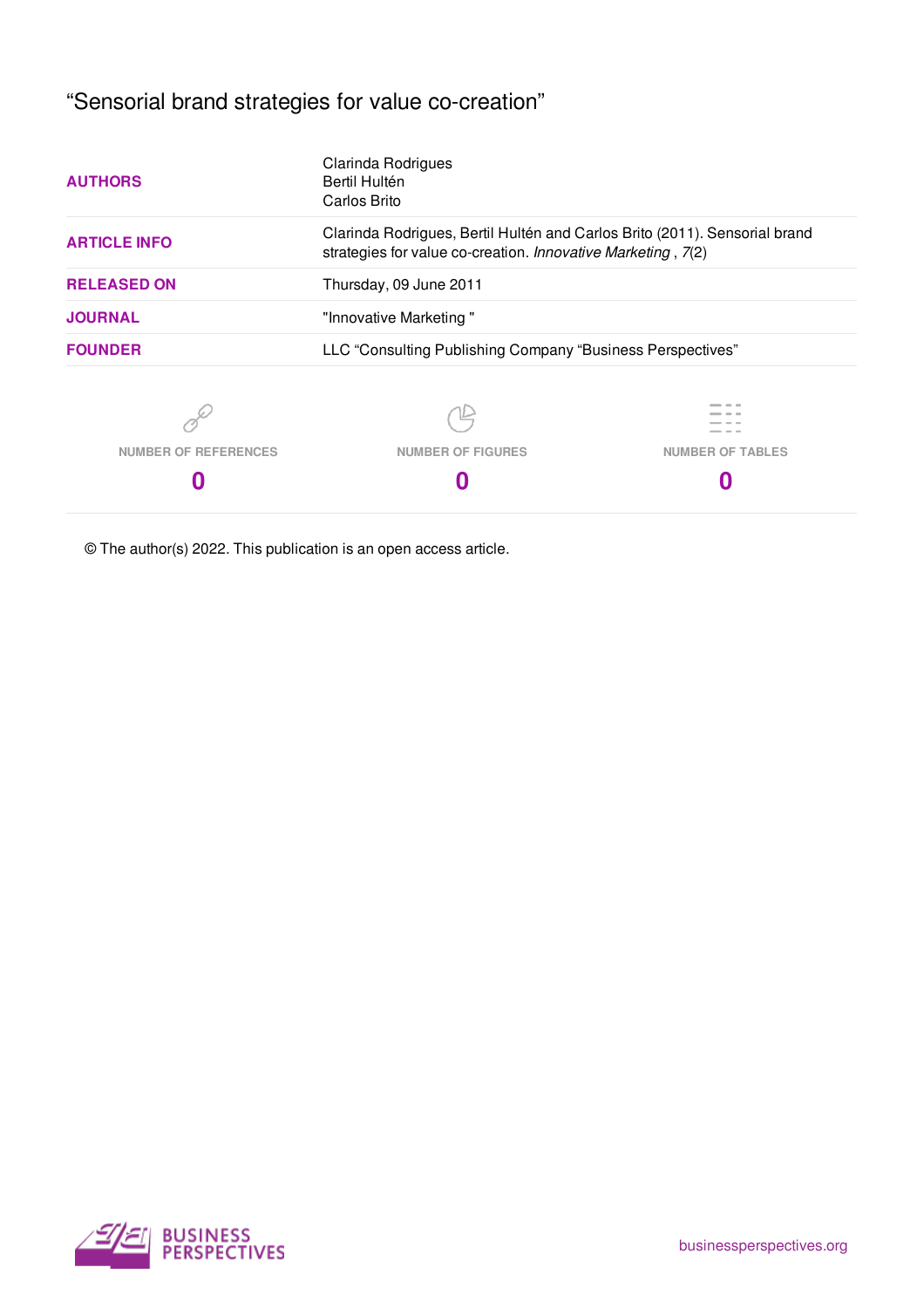# "Sensorial brand strategies for value co-creation"

| | |
|---|---|
| **AUTHORS** | Clarinda Rodrigues<br>Bertil Hultén<br>Carlos Brito |
| **ARTICLE INFO** | Clarinda Rodrigues, Bertil Hultén and Carlos Brito (2011). Sensorial brand strategies for value co-creation. *Innovative Marketing* , *7*(2) |
| **RELEASED ON** | Thursday, 09 June 2011 |
| **JOURNAL** | "Innovative Marketing " |
| **FOUNDER** | LLC "Consulting Publishing Company "Business Perspectives" |

| NUMBER OF REFERENCES | NUMBER OF FIGURES | NUMBER OF TABLES |
|---|---|---|
| **0** | **0** | **0** |

© The author(s) 2022. This publication is an open access article.

BUSINESS PERSPECTIVES

businessperspectives.org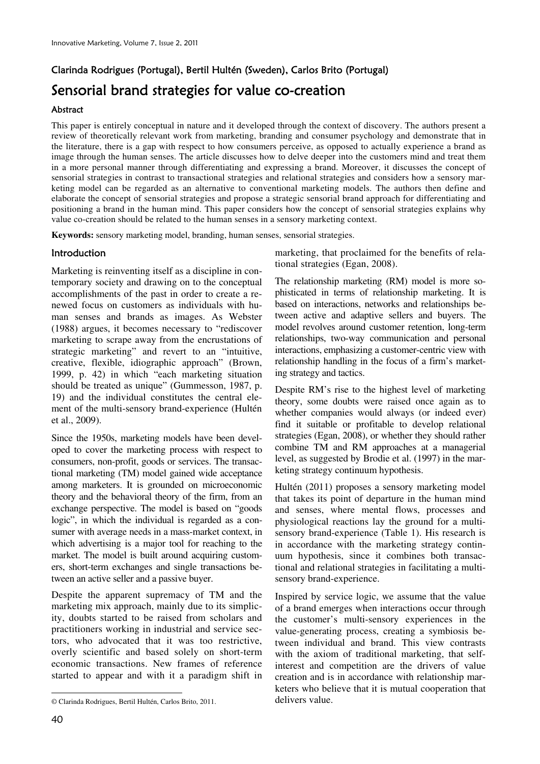## Clarinda Rodrigues (Portugal), Bertil Hultén (Sweden), Carlos Brito (Portugal)

# Sensorial brand strategies for value co-creation

### Abstract

This paper is entirely conceptual in nature and it developed through the context of discovery. The authors present a review of theoretically relevant work from marketing, branding and consumer psychology and demonstrate that in the literature, there is a gap with respect to how consumers perceive, as opposed to actually experience a brand as image through the human senses. The article discusses how to delve deeper into the customers mind and treat them in a more personal manner through differentiating and expressing a brand. Moreover, it discusses the concept of sensorial strategies in contrast to transactional strategies and relational strategies and considers how a sensory marketing model can be regarded as an alternative to conventional marketing models. The authors then define and elaborate the concept of sensorial strategies and propose a strategic sensorial brand approach for differentiating and positioning a brand in the human mind. This paper considers how the concept of sensorial strategies explains why value co-creation should be related to the human senses in a sensory marketing context.

**Keywords:** sensory marketing model, branding, human senses, sensorial strategies.

### Introduction

Marketing is reinventing itself as a discipline in contemporary society and drawing on to the conceptual accomplishments of the past in order to create a renewed focus on customers as individuals with human senses and brands as images. As Webster (1988) argues, it becomes necessary to "rediscover marketing to scrape away from the encrustations of strategic marketing" and revert to an "intuitive, creative, flexible, idiographic approach" (Brown, 1999, p. 42) in which "each marketing situation should be treated as unique" (Gummesson, 1987, p. 19) and the individual constitutes the central element of the multi-sensory brand-experience (Hultén et al., 2009).

Since the 1950s, marketing models have been developed to cover the marketing process with respect to consumers, non-profit, goods or services. The transactional marketing (TM) model gained wide acceptance among marketers. It is grounded on microeconomic theory and the behavioral theory of the firm, from an exchange perspective. The model is based on "goods logic", in which the individual is regarded as a consumer with average needs in a mass-market context, in which advertising is a major tool for reaching to the market. The model is built around acquiring customers, short-term exchanges and single transactions between an active seller and a passive buyer.

Despite the apparent supremacy of TM and the marketing mix approach, mainly due to its simplicity, doubts started to be raised from scholars and practitioners working in industrial and service sectors, who advocated that it was too restrictive, overly scientific and based solely on short-term economic transactions. New frames of reference started to appear and with it a paradigm shift in marketing, that proclaimed for the benefits of relational strategies (Egan, 2008).

The relationship marketing (RM) model is more sophisticated in terms of relationship marketing. It is based on interactions, networks and relationships between active and adaptive sellers and buyers. The model revolves around customer retention, long-term relationships, two-way communication and personal interactions, emphasizing a customer-centric view with relationship handling in the focus of a firm's marketing strategy and tactics.

Despite RM's rise to the highest level of marketing theory, some doubts were raised once again as to whether companies would always (or indeed ever) find it suitable or profitable to develop relational strategies (Egan, 2008), or whether they should rather combine TM and RM approaches at a managerial level, as suggested by Brodie et al. (1997) in the marketing strategy continuum hypothesis.

Hultén (2011) proposes a sensory marketing model that takes its point of departure in the human mind and senses, where mental flows, processes and physiological reactions lay the ground for a multi-sensory brand-experience (Table 1). His research is in accordance with the marketing strategy continuum hypothesis, since it combines both transactional and relational strategies in facilitating a multi-sensory brand-experience.

Inspired by service logic, we assume that the value of a brand emerges when interactions occur through the customer's multi-sensory experiences in the value-generating process, creating a symbiosis between individual and brand. This view contrasts with the axiom of traditional marketing, that self-interest and competition are the drivers of value creation and is in accordance with relationship marketers who believe that it is mutual cooperation that delivers value.

© Clarinda Rodrigues, Bertil Hultén, Carlos Brito, 2011.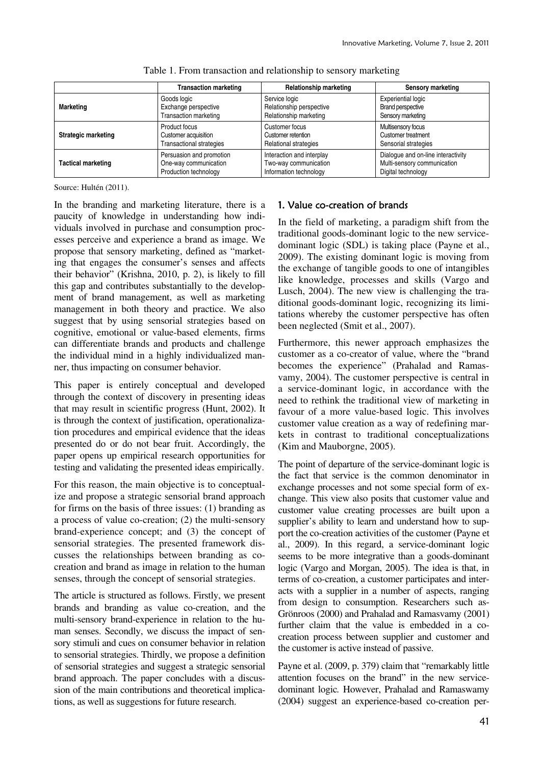Table 1. From transaction and relationship to sensory marketing

| | Transaction marketing | Relationship marketing | Sensory marketing |
|---|---|---|---|
| **Marketing** | Goods logic<br>Exchange perspective<br>Transaction marketing | Service logic<br>Relationship perspective<br>Relationship marketing | Experiential logic<br>Brand perspective<br>Sensory marketing |
| **Strategic marketing** | Product focus<br>Customer acquisition<br>Transactional strategies | Customer focus<br>Customer retention<br>Relational strategies | Multisensory focus<br>Customer treatment<br>Sensorial strategies |
| **Tactical marketing** | Persuasion and promotion<br>One-way communication<br>Production technology | Interaction and interplay<br>Two-way communication<br>Information technology | Dialogue and on-line interactivity<br>Multi-sensory communication<br>Digital technology |

Source: Hultén (2011).

In the branding and marketing literature, there is a paucity of knowledge in understanding how individuals involved in purchase and consumption processes perceive and experience a brand as image. We propose that sensory marketing, defined as "marketing that engages the consumer's senses and affects their behavior" (Krishna, 2010, p. 2), is likely to fill this gap and contributes substantially to the development of brand management, as well as marketing management in both theory and practice. We also suggest that by using sensorial strategies based on cognitive, emotional or value-based elements, firms can differentiate brands and products and challenge the individual mind in a highly individualized manner, thus impacting on consumer behavior.

This paper is entirely conceptual and developed through the context of discovery in presenting ideas that may result in scientific progress (Hunt, 2002). It is through the context of justification, operationalization procedures and empirical evidence that the ideas presented do or do not bear fruit. Accordingly, the paper opens up empirical research opportunities for testing and validating the presented ideas empirically.

For this reason, the main objective is to conceptualize and propose a strategic sensorial brand approach for firms on the basis of three issues: (1) branding as a process of value co-creation; (2) the multi-sensory brand-experience concept; and (3) the concept of sensorial strategies. The presented framework discusses the relationships between branding as co-creation and brand as image in relation to the human senses, through the concept of sensorial strategies.

The article is structured as follows. Firstly, we present brands and branding as value co-creation, and the multi-sensory brand-experience in relation to the human senses. Secondly, we discuss the impact of sensory stimuli and cues on consumer behavior in relation to sensorial strategies. Thirdly, we propose a definition of sensorial strategies and suggest a strategic sensorial brand approach. The paper concludes with a discussion of the main contributions and theoretical implications, as well as suggestions for future research.

## 1. Value co-creation of brands

In the field of marketing, a paradigm shift from the traditional goods-dominant logic to the new service-dominant logic (SDL) is taking place (Payne et al., 2009). The existing dominant logic is moving from the exchange of tangible goods to one of intangibles like knowledge, processes and skills (Vargo and Lusch, 2004). The new view is challenging the traditional goods-dominant logic, recognizing its limitations whereby the customer perspective has often been neglected (Smit et al., 2007).

Furthermore, this newer approach emphasizes the customer as a co-creator of value, where the "brand becomes the experience" (Prahalad and Ramasvamy, 2004). The customer perspective is central in a service-dominant logic, in accordance with the need to rethink the traditional view of marketing in favour of a more value-based logic. This involves customer value creation as a way of redefining markets in contrast to traditional conceptualizations (Kim and Mauborgne, 2005).

The point of departure of the service-dominant logic is the fact that service is the common denominator in exchange processes and not some special form of exchange. This view also posits that customer value and customer value creating processes are built upon a supplier's ability to learn and understand how to support the co-creation activities of the customer (Payne et al., 2009). In this regard, a service-dominant logic seems to be more integrative than a goods-dominant logic (Vargo and Morgan, 2005). The idea is that, in terms of co-creation, a customer participates and interacts with a supplier in a number of aspects, ranging from design to consumption. Researchers such as Grönroos (2000) and Prahalad and Ramasvamy (2001) further claim that the value is embedded in a co-creation process between supplier and customer and the customer is active instead of passive.

Payne et al. (2009, p. 379) claim that "remarkably little attention focuses on the brand" in the new service-dominant logic. However, Prahalad and Ramaswamy (2004) suggest an experience-based co-creation per-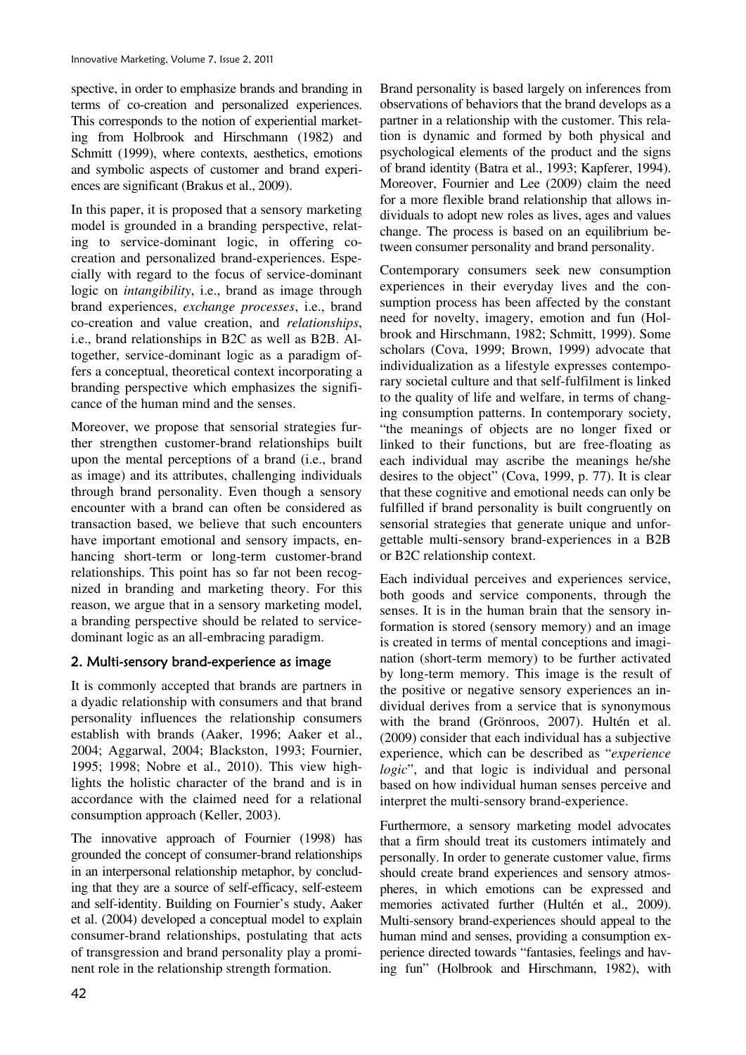spective, in order to emphasize brands and branding in terms of co-creation and personalized experiences. This corresponds to the notion of experiential marketing from Holbrook and Hirschmann (1982) and Schmitt (1999), where contexts, aesthetics, emotions and symbolic aspects of customer and brand experiences are significant (Brakus et al., 2009).

In this paper, it is proposed that a sensory marketing model is grounded in a branding perspective, relating to service-dominant logic, in offering co-creation and personalized brand-experiences. Especially with regard to the focus of service-dominant logic on *intangibility*, i.e., brand as image through brand experiences, *exchange processes*, i.e., brand co-creation and value creation, and *relationships*, i.e., brand relationships in B2C as well as B2B. Altogether, service-dominant logic as a paradigm offers a conceptual, theoretical context incorporating a branding perspective which emphasizes the significance of the human mind and the senses.

Moreover, we propose that sensorial strategies further strengthen customer-brand relationships built upon the mental perceptions of a brand (i.e., brand as image) and its attributes, challenging individuals through brand personality. Even though a sensory encounter with a brand can often be considered as transaction based, we believe that such encounters have important emotional and sensory impacts, enhancing short-term or long-term customer-brand relationships. This point has so far not been recognized in branding and marketing theory. For this reason, we argue that in a sensory marketing model, a branding perspective should be related to service-dominant logic as an all-embracing paradigm.

## 2. Multi-sensory brand-experience as image

It is commonly accepted that brands are partners in a dyadic relationship with consumers and that brand personality influences the relationship consumers establish with brands (Aaker, 1996; Aaker et al., 2004; Aggarwal, 2004; Blackston, 1993; Fournier, 1995; 1998; Nobre et al., 2010). This view highlights the holistic character of the brand and is in accordance with the claimed need for a relational consumption approach (Keller, 2003).

The innovative approach of Fournier (1998) has grounded the concept of consumer-brand relationships in an interpersonal relationship metaphor, by concluding that they are a source of self-efficacy, self-esteem and self-identity. Building on Fournier's study, Aaker et al. (2004) developed a conceptual model to explain consumer-brand relationships, postulating that acts of transgression and brand personality play a prominent role in the relationship strength formation.

Brand personality is based largely on inferences from observations of behaviors that the brand develops as a partner in a relationship with the customer. This relation is dynamic and formed by both physical and psychological elements of the product and the signs of brand identity (Batra et al., 1993; Kapferer, 1994). Moreover, Fournier and Lee (2009) claim the need for a more flexible brand relationship that allows individuals to adopt new roles as lives, ages and values change. The process is based on an equilibrium between consumer personality and brand personality.

Contemporary consumers seek new consumption experiences in their everyday lives and the consumption process has been affected by the constant need for novelty, imagery, emotion and fun (Holbrook and Hirschmann, 1982; Schmitt, 1999). Some scholars (Cova, 1999; Brown, 1999) advocate that individualization as a lifestyle expresses contemporary societal culture and that self-fulfilment is linked to the quality of life and welfare, in terms of changing consumption patterns. In contemporary society, "the meanings of objects are no longer fixed or linked to their functions, but are free-floating as each individual may ascribe the meanings he/she desires to the object" (Cova, 1999, p. 77). It is clear that these cognitive and emotional needs can only be fulfilled if brand personality is built congruently on sensorial strategies that generate unique and unforgettable multi-sensory brand-experiences in a B2B or B2C relationship context.

Each individual perceives and experiences service, both goods and service components, through the senses. It is in the human brain that the sensory information is stored (sensory memory) and an image is created in terms of mental conceptions and imagination (short-term memory) to be further activated by long-term memory. This image is the result of the positive or negative sensory experiences an individual derives from a service that is synonymous with the brand (Grönroos, 2007). Hultén et al. (2009) consider that each individual has a subjective experience, which can be described as "*experience logic*", and that logic is individual and personal based on how individual human senses perceive and interpret the multi-sensory brand-experience.

Furthermore, a sensory marketing model advocates that a firm should treat its customers intimately and personally. In order to generate customer value, firms should create brand experiences and sensory atmospheres, in which emotions can be expressed and memories activated further (Hultén et al., 2009). Multi-sensory brand-experiences should appeal to the human mind and senses, providing a consumption experience directed towards "fantasies, feelings and having fun" (Holbrook and Hirschmann, 1982), with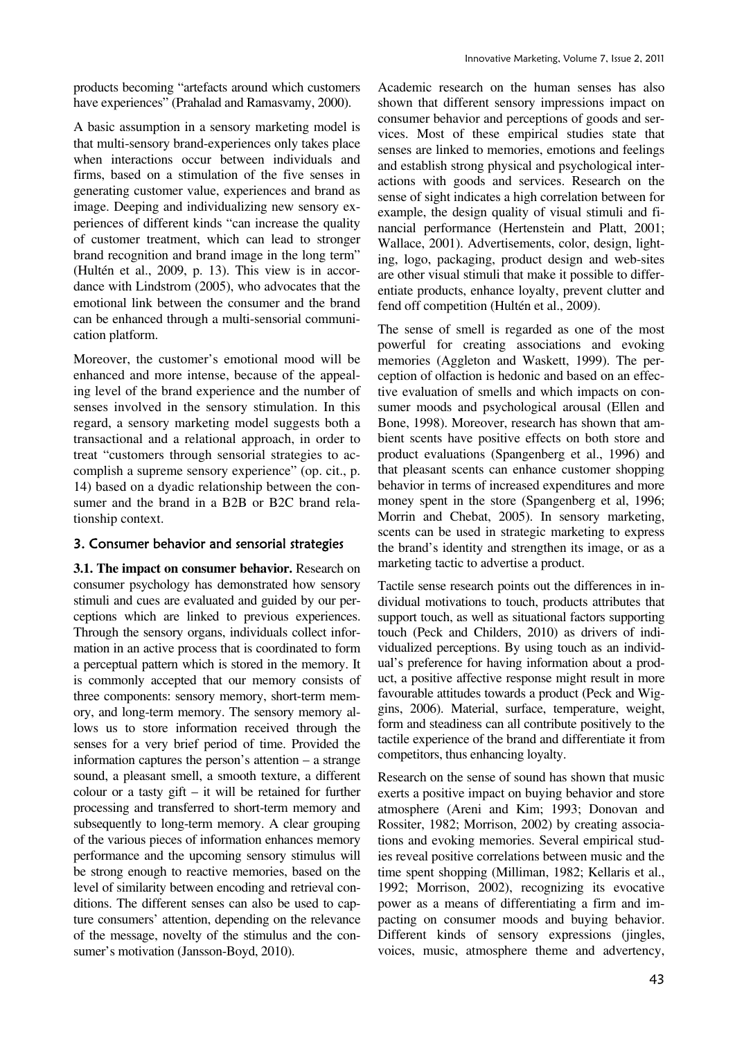products becoming "artefacts around which customers have experiences" (Prahalad and Ramasvamy, 2000).

A basic assumption in a sensory marketing model is that multi-sensory brand-experiences only takes place when interactions occur between individuals and firms, based on a stimulation of the five senses in generating customer value, experiences and brand as image. Deeping and individualizing new sensory experiences of different kinds "can increase the quality of customer treatment, which can lead to stronger brand recognition and brand image in the long term" (Hultén et al., 2009, p. 13). This view is in accordance with Lindstrom (2005), who advocates that the emotional link between the consumer and the brand can be enhanced through a multi-sensorial communication platform.

Moreover, the customer's emotional mood will be enhanced and more intense, because of the appealing level of the brand experience and the number of senses involved in the sensory stimulation. In this regard, a sensory marketing model suggests both a transactional and a relational approach, in order to treat "customers through sensorial strategies to accomplish a supreme sensory experience" (op. cit., p. 14) based on a dyadic relationship between the consumer and the brand in a B2B or B2C brand relationship context.

## 3. Consumer behavior and sensorial strategies

**3.1. The impact on consumer behavior.** Research on consumer psychology has demonstrated how sensory stimuli and cues are evaluated and guided by our perceptions which are linked to previous experiences. Through the sensory organs, individuals collect information in an active process that is coordinated to form a perceptual pattern which is stored in the memory. It is commonly accepted that our memory consists of three components: sensory memory, short-term memory, and long-term memory. The sensory memory allows us to store information received through the senses for a very brief period of time. Provided the information captures the person's attention – a strange sound, a pleasant smell, a smooth texture, a different colour or a tasty gift – it will be retained for further processing and transferred to short-term memory and subsequently to long-term memory. A clear grouping of the various pieces of information enhances memory performance and the upcoming sensory stimulus will be strong enough to reactive memories, based on the level of similarity between encoding and retrieval conditions. The different senses can also be used to capture consumers' attention, depending on the relevance of the message, novelty of the stimulus and the consumer's motivation (Jansson-Boyd, 2010).

Academic research on the human senses has also shown that different sensory impressions impact on consumer behavior and perceptions of goods and services. Most of these empirical studies state that senses are linked to memories, emotions and feelings and establish strong physical and psychological interactions with goods and services. Research on the sense of sight indicates a high correlation between for example, the design quality of visual stimuli and financial performance (Hertenstein and Platt, 2001; Wallace, 2001). Advertisements, color, design, lighting, logo, packaging, product design and web-sites are other visual stimuli that make it possible to differentiate products, enhance loyalty, prevent clutter and fend off competition (Hultén et al., 2009).

The sense of smell is regarded as one of the most powerful for creating associations and evoking memories (Aggleton and Waskett, 1999). The perception of olfaction is hedonic and based on an effective evaluation of smells and which impacts on consumer moods and psychological arousal (Ellen and Bone, 1998). Moreover, research has shown that ambient scents have positive effects on both store and product evaluations (Spangenberg et al., 1996) and that pleasant scents can enhance customer shopping behavior in terms of increased expenditures and more money spent in the store (Spangenberg et al, 1996; Morrin and Chebat, 2005). In sensory marketing, scents can be used in strategic marketing to express the brand's identity and strengthen its image, or as a marketing tactic to advertise a product.

Tactile sense research points out the differences in individual motivations to touch, products attributes that support touch, as well as situational factors supporting touch (Peck and Childers, 2010) as drivers of individualized perceptions. By using touch as an individual's preference for having information about a product, a positive affective response might result in more favourable attitudes towards a product (Peck and Wiggins, 2006). Material, surface, temperature, weight, form and steadiness can all contribute positively to the tactile experience of the brand and differentiate it from competitors, thus enhancing loyalty.

Research on the sense of sound has shown that music exerts a positive impact on buying behavior and store atmosphere (Areni and Kim; 1993; Donovan and Rossiter, 1982; Morrison, 2002) by creating associations and evoking memories. Several empirical studies reveal positive correlations between music and the time spent shopping (Milliman, 1982; Kellaris et al., 1992; Morrison, 2002), recognizing its evocative power as a means of differentiating a firm and impacting on consumer moods and buying behavior. Different kinds of sensory expressions (jingles, voices, music, atmosphere theme and advertency,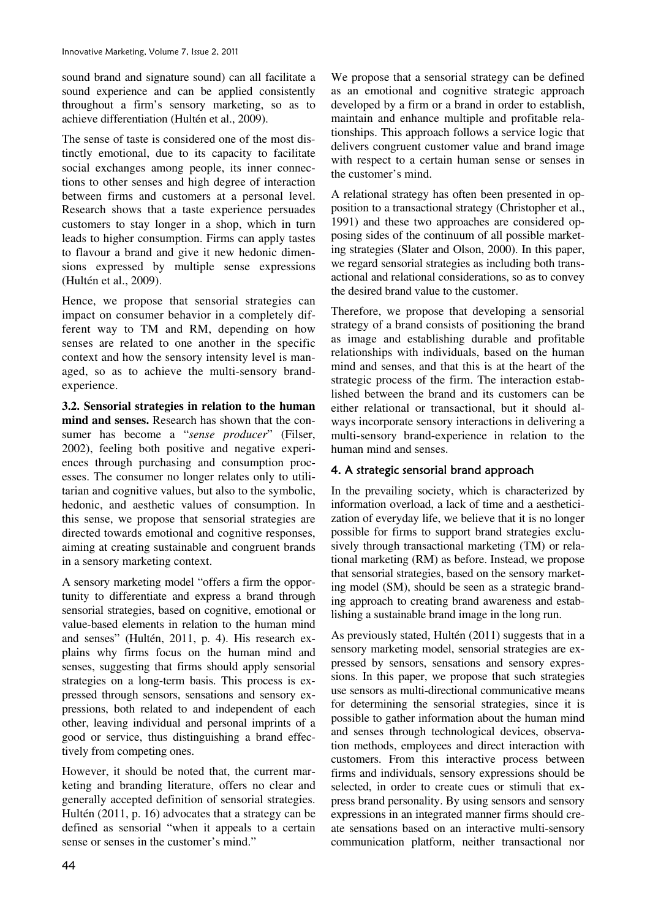sound brand and signature sound) can all facilitate a sound experience and can be applied consistently throughout a firm's sensory marketing, so as to achieve differentiation (Hultén et al., 2009).

The sense of taste is considered one of the most distinctly emotional, due to its capacity to facilitate social exchanges among people, its inner connections to other senses and high degree of interaction between firms and customers at a personal level. Research shows that a taste experience persuades customers to stay longer in a shop, which in turn leads to higher consumption. Firms can apply tastes to flavour a brand and give it new hedonic dimensions expressed by multiple sense expressions (Hultén et al., 2009).

Hence, we propose that sensorial strategies can impact on consumer behavior in a completely different way to TM and RM, depending on how senses are related to one another in the specific context and how the sensory intensity level is managed, so as to achieve the multi-sensory brand-experience.

**3.2. Sensorial strategies in relation to the human mind and senses.** Research has shown that the consumer has become a "*sense producer*" (Filser, 2002), feeling both positive and negative experiences through purchasing and consumption processes. The consumer no longer relates only to utilitarian and cognitive values, but also to the symbolic, hedonic, and aesthetic values of consumption. In this sense, we propose that sensorial strategies are directed towards emotional and cognitive responses, aiming at creating sustainable and congruent brands in a sensory marketing context.

A sensory marketing model "offers a firm the opportunity to differentiate and express a brand through sensorial strategies, based on cognitive, emotional or value-based elements in relation to the human mind and senses" (Hultén, 2011, p. 4). His research explains why firms focus on the human mind and senses, suggesting that firms should apply sensorial strategies on a long-term basis. This process is expressed through sensors, sensations and sensory expressions, both related to and independent of each other, leaving individual and personal imprints of a good or service, thus distinguishing a brand effectively from competing ones.

However, it should be noted that, the current marketing and branding literature, offers no clear and generally accepted definition of sensorial strategies. Hultén (2011, p. 16) advocates that a strategy can be defined as sensorial "when it appeals to a certain sense or senses in the customer's mind."

We propose that a sensorial strategy can be defined as an emotional and cognitive strategic approach developed by a firm or a brand in order to establish, maintain and enhance multiple and profitable relationships. This approach follows a service logic that delivers congruent customer value and brand image with respect to a certain human sense or senses in the customer's mind.

A relational strategy has often been presented in opposition to a transactional strategy (Christopher et al., 1991) and these two approaches are considered opposing sides of the continuum of all possible marketing strategies (Slater and Olson, 2000). In this paper, we regard sensorial strategies as including both transactional and relational considerations, so as to convey the desired brand value to the customer.

Therefore, we propose that developing a sensorial strategy of a brand consists of positioning the brand as image and establishing durable and profitable relationships with individuals, based on the human mind and senses, and that this is at the heart of the strategic process of the firm. The interaction established between the brand and its customers can be either relational or transactional, but it should always incorporate sensory interactions in delivering a multi-sensory brand-experience in relation to the human mind and senses.

## 4. A strategic sensorial brand approach

In the prevailing society, which is characterized by information overload, a lack of time and a aestheticization of everyday life, we believe that it is no longer possible for firms to support brand strategies exclusively through transactional marketing (TM) or relational marketing (RM) as before. Instead, we propose that sensorial strategies, based on the sensory marketing model (SM), should be seen as a strategic branding approach to creating brand awareness and establishing a sustainable brand image in the long run.

As previously stated, Hultén (2011) suggests that in a sensory marketing model, sensorial strategies are expressed by sensors, sensations and sensory expressions. In this paper, we propose that such strategies use sensors as multi-directional communicative means for determining the sensorial strategies, since it is possible to gather information about the human mind and senses through technological devices, observation methods, employees and direct interaction with customers. From this interactive process between firms and individuals, sensory expressions should be selected, in order to create cues or stimuli that express brand personality. By using sensors and sensory expressions in an integrated manner firms should create sensations based on an interactive multi-sensory communication platform, neither transactional nor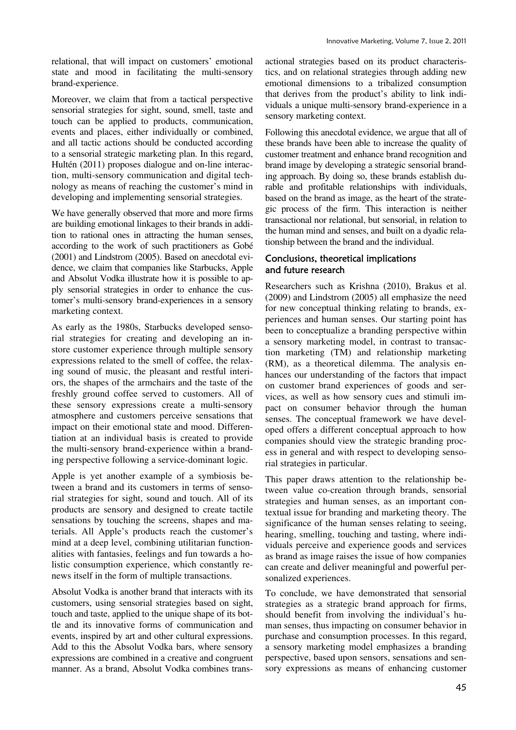relational, that will impact on customers' emotional state and mood in facilitating the multi-sensory brand-experience.

Moreover, we claim that from a tactical perspective sensorial strategies for sight, sound, smell, taste and touch can be applied to products, communication, events and places, either individually or combined, and all tactic actions should be conducted according to a sensorial strategic marketing plan. In this regard, Hultén (2011) proposes dialogue and on-line interaction, multi-sensory communication and digital technology as means of reaching the customer's mind in developing and implementing sensorial strategies.

We have generally observed that more and more firms are building emotional linkages to their brands in addition to rational ones in attracting the human senses, according to the work of such practitioners as Gobé (2001) and Lindstrom (2005). Based on anecdotal evidence, we claim that companies like Starbucks, Apple and Absolut Vodka illustrate how it is possible to apply sensorial strategies in order to enhance the customer's multi-sensory brand-experiences in a sensory marketing context.

As early as the 1980s, Starbucks developed sensorial strategies for creating and developing an in-store customer experience through multiple sensory expressions related to the smell of coffee, the relaxing sound of music, the pleasant and restful interiors, the shapes of the armchairs and the taste of the freshly ground coffee served to customers. All of these sensory expressions create a multi-sensory atmosphere and customers perceive sensations that impact on their emotional state and mood. Differentiation at an individual basis is created to provide the multi-sensory brand-experience within a branding perspective following a service-dominant logic.

Apple is yet another example of a symbiosis between a brand and its customers in terms of sensorial strategies for sight, sound and touch. All of its products are sensory and designed to create tactile sensations by touching the screens, shapes and materials. All Apple's products reach the customer's mind at a deep level, combining utilitarian functionalities with fantasies, feelings and fun towards a holistic consumption experience, which constantly renews itself in the form of multiple transactions.

Absolut Vodka is another brand that interacts with its customers, using sensorial strategies based on sight, touch and taste, applied to the unique shape of its bottle and its innovative forms of communication and events, inspired by art and other cultural expressions. Add to this the Absolut Vodka bars, where sensory expressions are combined in a creative and congruent manner. As a brand, Absolut Vodka combines transactional strategies based on its product characteristics, and on relational strategies through adding new emotional dimensions to a tribalized consumption that derives from the product's ability to link individuals a unique multi-sensory brand-experience in a sensory marketing context.

Following this anecdotal evidence, we argue that all of these brands have been able to increase the quality of customer treatment and enhance brand recognition and brand image by developing a strategic sensorial branding approach. By doing so, these brands establish durable and profitable relationships with individuals, based on the brand as image, as the heart of the strategic process of the firm. This interaction is neither transactional nor relational, but sensorial, in relation to the human mind and senses, and built on a dyadic relationship between the brand and the individual.

## Conclusions, theoretical implications and future research

Researchers such as Krishna (2010), Brakus et al. (2009) and Lindstrom (2005) all emphasize the need for new conceptual thinking relating to brands, experiences and human senses. Our starting point has been to conceptualize a branding perspective within a sensory marketing model, in contrast to transaction marketing (TM) and relationship marketing (RM), as a theoretical dilemma. The analysis enhances our understanding of the factors that impact on customer brand experiences of goods and services, as well as how sensory cues and stimuli impact on consumer behavior through the human senses. The conceptual framework we have developed offers a different conceptual approach to how companies should view the strategic branding process in general and with respect to developing sensorial strategies in particular.

This paper draws attention to the relationship between value co-creation through brands, sensorial strategies and human senses, as an important contextual issue for branding and marketing theory. The significance of the human senses relating to seeing, hearing, smelling, touching and tasting, where individuals perceive and experience goods and services as brand as image raises the issue of how companies can create and deliver meaningful and powerful personalized experiences.

To conclude, we have demonstrated that sensorial strategies as a strategic brand approach for firms, should benefit from involving the individual's human senses, thus impacting on consumer behavior in purchase and consumption processes. In this regard, a sensory marketing model emphasizes a branding perspective, based upon sensors, sensations and sensory expressions as means of enhancing customer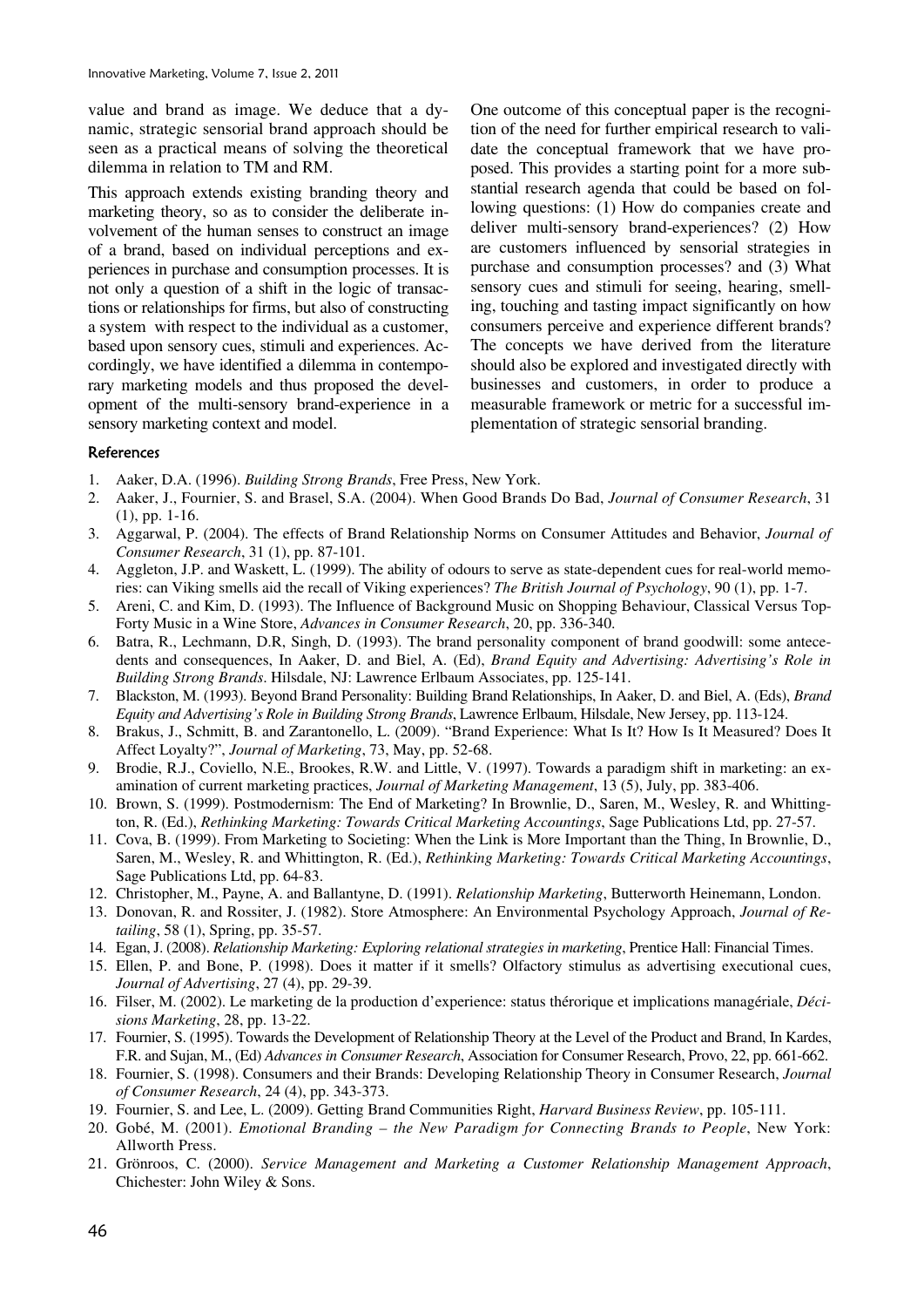value and brand as image. We deduce that a dynamic, strategic sensorial brand approach should be seen as a practical means of solving the theoretical dilemma in relation to TM and RM.

This approach extends existing branding theory and marketing theory, so as to consider the deliberate involvement of the human senses to construct an image of a brand, based on individual perceptions and experiences in purchase and consumption processes. It is not only a question of a shift in the logic of transactions or relationships for firms, but also of constructing a system with respect to the individual as a customer, based upon sensory cues, stimuli and experiences. Accordingly, we have identified a dilemma in contemporary marketing models and thus proposed the development of the multi-sensory brand-experience in a sensory marketing context and model.

One outcome of this conceptual paper is the recognition of the need for further empirical research to validate the conceptual framework that we have proposed. This provides a starting point for a more substantial research agenda that could be based on following questions: (1) How do companies create and deliver multi-sensory brand-experiences? (2) How are customers influenced by sensorial strategies in purchase and consumption processes? and (3) What sensory cues and stimuli for seeing, hearing, smelling, touching and tasting impact significantly on how consumers perceive and experience different brands? The concepts we have derived from the literature should also be explored and investigated directly with businesses and customers, in order to produce a measurable framework or metric for a successful implementation of strategic sensorial branding.

## References

1. Aaker, D.A. (1996). *Building Strong Brands*, Free Press, New York.
2. Aaker, J., Fournier, S. and Brasel, S.A. (2004). When Good Brands Do Bad, *Journal of Consumer Research*, 31 (1), pp. 1-16.
3. Aggarwal, P. (2004). The effects of Brand Relationship Norms on Consumer Attitudes and Behavior, *Journal of Consumer Research*, 31 (1), pp. 87-101.
4. Aggleton, J.P. and Waskett, L. (1999). The ability of odours to serve as state-dependent cues for real-world memories: can Viking smells aid the recall of Viking experiences? *The British Journal of Psychology*, 90 (1), pp. 1-7.
5. Areni, C. and Kim, D. (1993). The Influence of Background Music on Shopping Behaviour, Classical Versus Top-Forty Music in a Wine Store, *Advances in Consumer Research*, 20, pp. 336-340.
6. Batra, R., Lechmann, D.R, Singh, D. (1993). The brand personality component of brand goodwill: some antecedents and consequences, In Aaker, D. and Biel, A. (Ed), *Brand Equity and Advertising: Advertising's Role in Building Strong Brands*. Hilsdale, NJ: Lawrence Erlbaum Associates, pp. 125-141.
7. Blackston, M. (1993). Beyond Brand Personality: Building Brand Relationships, In Aaker, D. and Biel, A. (Eds), *Brand Equity and Advertising's Role in Building Strong Brands*, Lawrence Erlbaum, Hilsdale, New Jersey, pp. 113-124.
8. Brakus, J., Schmitt, B. and Zarantonello, L. (2009). "Brand Experience: What Is It? How Is It Measured? Does It Affect Loyalty?", *Journal of Marketing*, 73, May, pp. 52-68.
9. Brodie, R.J., Coviello, N.E., Brookes, R.W. and Little, V. (1997). Towards a paradigm shift in marketing: an examination of current marketing practices, *Journal of Marketing Management*, 13 (5), July, pp. 383-406.
10. Brown, S. (1999). Postmodernism: The End of Marketing? In Brownlie, D., Saren, M., Wesley, R. and Whittington, R. (Ed.), *Rethinking Marketing: Towards Critical Marketing Accountings*, Sage Publications Ltd, pp. 27-57.
11. Cova, B. (1999). From Marketing to Societing: When the Link is More Important than the Thing, In Brownlie, D., Saren, M., Wesley, R. and Whittington, R. (Ed.), *Rethinking Marketing: Towards Critical Marketing Accountings*, Sage Publications Ltd, pp. 64-83.
12. Christopher, M., Payne, A. and Ballantyne, D. (1991). *Relationship Marketing*, Butterworth Heinemann, London.
13. Donovan, R. and Rossiter, J. (1982). Store Atmosphere: An Environmental Psychology Approach, *Journal of Retailing*, 58 (1), Spring, pp. 35-57.
14. Egan, J. (2008). *Relationship Marketing: Exploring relational strategies in marketing*, Prentice Hall: Financial Times.
15. Ellen, P. and Bone, P. (1998). Does it matter if it smells? Olfactory stimulus as advertising executional cues, *Journal of Advertising*, 27 (4), pp. 29-39.
16. Filser, M. (2002). Le marketing de la production d'experience: status thérorique et implications managériale, *Décisions Marketing*, 28, pp. 13-22.
17. Fournier, S. (1995). Towards the Development of Relationship Theory at the Level of the Product and Brand, In Kardes, F.R. and Sujan, M., (Ed) *Advances in Consumer Research*, Association for Consumer Research, Provo, 22, pp. 661-662.
18. Fournier, S. (1998). Consumers and their Brands: Developing Relationship Theory in Consumer Research, *Journal of Consumer Research*, 24 (4), pp. 343-373.
19. Fournier, S. and Lee, L. (2009). Getting Brand Communities Right, *Harvard Business Review*, pp. 105-111.
20. Gobé, M. (2001). *Emotional Branding – the New Paradigm for Connecting Brands to People*, New York: Allworth Press.
21. Grönroos, C. (2000). *Service Management and Marketing a Customer Relationship Management Approach*, Chichester: John Wiley & Sons.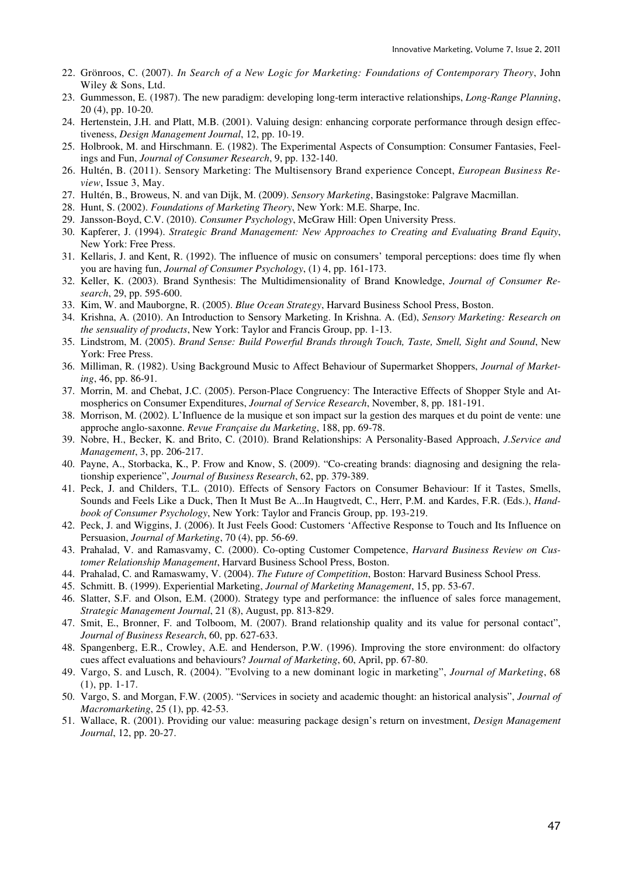22. Grönroos, C. (2007). *In Search of a New Logic for Marketing: Foundations of Contemporary Theory*, John Wiley & Sons, Ltd.
23. Gummesson, E. (1987). The new paradigm: developing long-term interactive relationships, *Long-Range Planning*, 20 (4), pp. 10-20.
24. Hertenstein, J.H. and Platt, M.B. (2001). Valuing design: enhancing corporate performance through design effectiveness, *Design Management Journal*, 12, pp. 10-19.
25. Holbrook, M. and Hirschmann. E. (1982). The Experimental Aspects of Consumption: Consumer Fantasies, Feelings and Fun, *Journal of Consumer Research*, 9, pp. 132-140.
26. Hultén, B. (2011). Sensory Marketing: The Multisensory Brand experience Concept, *European Business Review*, Issue 3, May.
27. Hultén, B., Broweus, N. and van Dijk, M. (2009). *Sensory Marketing*, Basingstoke: Palgrave Macmillan.
28. Hunt, S. (2002). *Foundations of Marketing Theory*, New York: M.E. Sharpe, Inc.
29. Jansson-Boyd, C.V. (2010). *Consumer Psychology*, McGraw Hill: Open University Press.
30. Kapferer, J. (1994). *Strategic Brand Management: New Approaches to Creating and Evaluating Brand Equity*, New York: Free Press.
31. Kellaris, J. and Kent, R. (1992). The influence of music on consumers' temporal perceptions: does time fly when you are having fun, *Journal of Consumer Psychology*, (1) 4, pp. 161-173.
32. Keller, K. (2003). Brand Synthesis: The Multidimensionality of Brand Knowledge, *Journal of Consumer Research*, 29, pp. 595-600.
33. Kim, W. and Mauborgne, R. (2005). *Blue Ocean Strategy*, Harvard Business School Press, Boston.
34. Krishna, A. (2010). An Introduction to Sensory Marketing. In Krishna. A. (Ed), *Sensory Marketing: Research on the sensuality of products*, New York: Taylor and Francis Group, pp. 1-13.
35. Lindstrom, M. (2005). *Brand Sense: Build Powerful Brands through Touch, Taste, Smell, Sight and Sound*, New York: Free Press.
36. Milliman, R. (1982). Using Background Music to Affect Behaviour of Supermarket Shoppers, *Journal of Marketing*, 46, pp. 86-91.
37. Morrin, M. and Chebat, J.C. (2005). Person-Place Congruency: The Interactive Effects of Shopper Style and Atmospherics on Consumer Expenditures, *Journal of Service Research*, November, 8, pp. 181-191.
38. Morrison, M. (2002). L'Influence de la musique et son impact sur la gestion des marques et du point de vente: une approche anglo-saxonne. *Revue Française du Marketing*, 188, pp. 69-78.
39. Nobre, H., Becker, K. and Brito, C. (2010). Brand Relationships: A Personality-Based Approach, *J.Service and Management*, 3, pp. 206-217.
40. Payne, A., Storbacka, K., P. Frow and Know, S. (2009). "Co-creating brands: diagnosing and designing the relationship experience", *Journal of Business Research*, 62, pp. 379-389.
41. Peck, J. and Childers, T.L. (2010). Effects of Sensory Factors on Consumer Behaviour: If it Tastes, Smells, Sounds and Feels Like a Duck, Then It Must Be A...In Haugtvedt, C., Herr, P.M. and Kardes, F.R. (Eds.), *Handbook of Consumer Psychology*, New York: Taylor and Francis Group, pp. 193-219.
42. Peck, J. and Wiggins, J. (2006). It Just Feels Good: Customers 'Affective Response to Touch and Its Influence on Persuasion, *Journal of Marketing*, 70 (4), pp. 56-69.
43. Prahalad, V. and Ramasvamy, C. (2000). Co-opting Customer Competence, *Harvard Business Review on Customer Relationship Management*, Harvard Business School Press, Boston.
44. Prahalad, C. and Ramaswamy, V. (2004). *The Future of Competition*, Boston: Harvard Business School Press.
45. Schmitt. B. (1999). Experiential Marketing, *Journal of Marketing Management*, 15, pp. 53-67.
46. Slatter, S.F. and Olson, E.M. (2000). Strategy type and performance: the influence of sales force management, *Strategic Management Journal*, 21 (8), August, pp. 813-829.
47. Smit, E., Bronner, F. and Tolboom, M. (2007). Brand relationship quality and its value for personal contact", *Journal of Business Research*, 60, pp. 627-633.
48. Spangenberg, E.R., Crowley, A.E. and Henderson, P.W. (1996). Improving the store environment: do olfactory cues affect evaluations and behaviours? *Journal of Marketing*, 60, April, pp. 67-80.
49. Vargo, S. and Lusch, R. (2004). "Evolving to a new dominant logic in marketing", *Journal of Marketing*, 68 (1), pp. 1-17.
50. Vargo, S. and Morgan, F.W. (2005). "Services in society and academic thought: an historical analysis", *Journal of Macromarketing*, 25 (1), pp. 42-53.
51. Wallace, R. (2001). Providing our value: measuring package design's return on investment, *Design Management Journal*, 12, pp. 20-27.